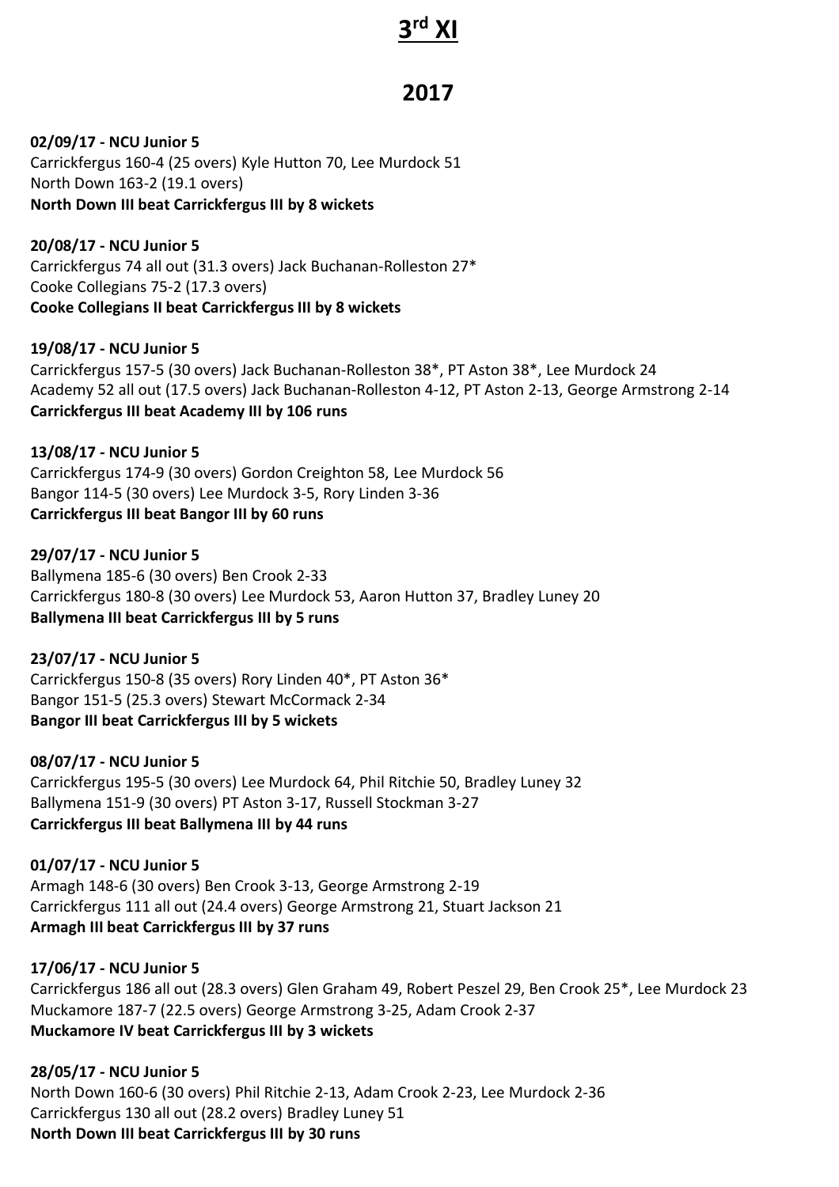# 3rd XI

## 2017

**02/09/17 - NCU Junior 5**
Carrickfergus 160-4 (25 overs) Kyle Hutton 70, Lee Murdock 51
North Down 163-2 (19.1 overs)
**North Down III beat Carrickfergus III by 8 wickets**

**20/08/17 - NCU Junior 5**
Carrickfergus 74 all out (31.3 overs) Jack Buchanan-Rolleston 27*
Cooke Collegians 75-2 (17.3 overs)
**Cooke Collegians II beat Carrickfergus III by 8 wickets**

**19/08/17 - NCU Junior 5**
Carrickfergus 157-5 (30 overs) Jack Buchanan-Rolleston 38*, PT Aston 38*, Lee Murdock 24
Academy 52 all out (17.5 overs) Jack Buchanan-Rolleston 4-12, PT Aston 2-13, George Armstrong 2-14
**Carrickfergus III beat Academy III by 106 runs**

**13/08/17 - NCU Junior 5**
Carrickfergus 174-9 (30 overs) Gordon Creighton 58, Lee Murdock 56
Bangor 114-5 (30 overs) Lee Murdock 3-5, Rory Linden 3-36
**Carrickfergus III beat Bangor III by 60 runs**

**29/07/17 - NCU Junior 5**
Ballymena 185-6 (30 overs) Ben Crook 2-33
Carrickfergus 180-8 (30 overs) Lee Murdock 53, Aaron Hutton 37, Bradley Luney 20
**Ballymena III beat Carrickfergus III by 5 runs**

**23/07/17 - NCU Junior 5**
Carrickfergus 150-8 (35 overs) Rory Linden 40*, PT Aston 36*
Bangor 151-5 (25.3 overs) Stewart McCormack 2-34
**Bangor III beat Carrickfergus III by 5 wickets**

**08/07/17 - NCU Junior 5**
Carrickfergus 195-5 (30 overs) Lee Murdock 64, Phil Ritchie 50, Bradley Luney 32
Ballymena 151-9 (30 overs) PT Aston 3-17, Russell Stockman 3-27
**Carrickfergus III beat Ballymena III by 44 runs**

**01/07/17 - NCU Junior 5**
Armagh 148-6 (30 overs) Ben Crook 3-13, George Armstrong 2-19
Carrickfergus 111 all out (24.4 overs) George Armstrong 21, Stuart Jackson 21
**Armagh III beat Carrickfergus III by 37 runs**

**17/06/17 - NCU Junior 5**
Carrickfergus 186 all out (28.3 overs) Glen Graham 49, Robert Peszel 29, Ben Crook 25*, Lee Murdock 23
Muckamore 187-7 (22.5 overs) George Armstrong 3-25, Adam Crook 2-37
**Muckamore IV beat Carrickfergus III by 3 wickets**

**28/05/17 - NCU Junior 5**
North Down 160-6 (30 overs) Phil Ritchie 2-13, Adam Crook 2-23, Lee Murdock 2-36
Carrickfergus 130 all out (28.2 overs) Bradley Luney 51
**North Down III beat Carrickfergus III by 30 runs**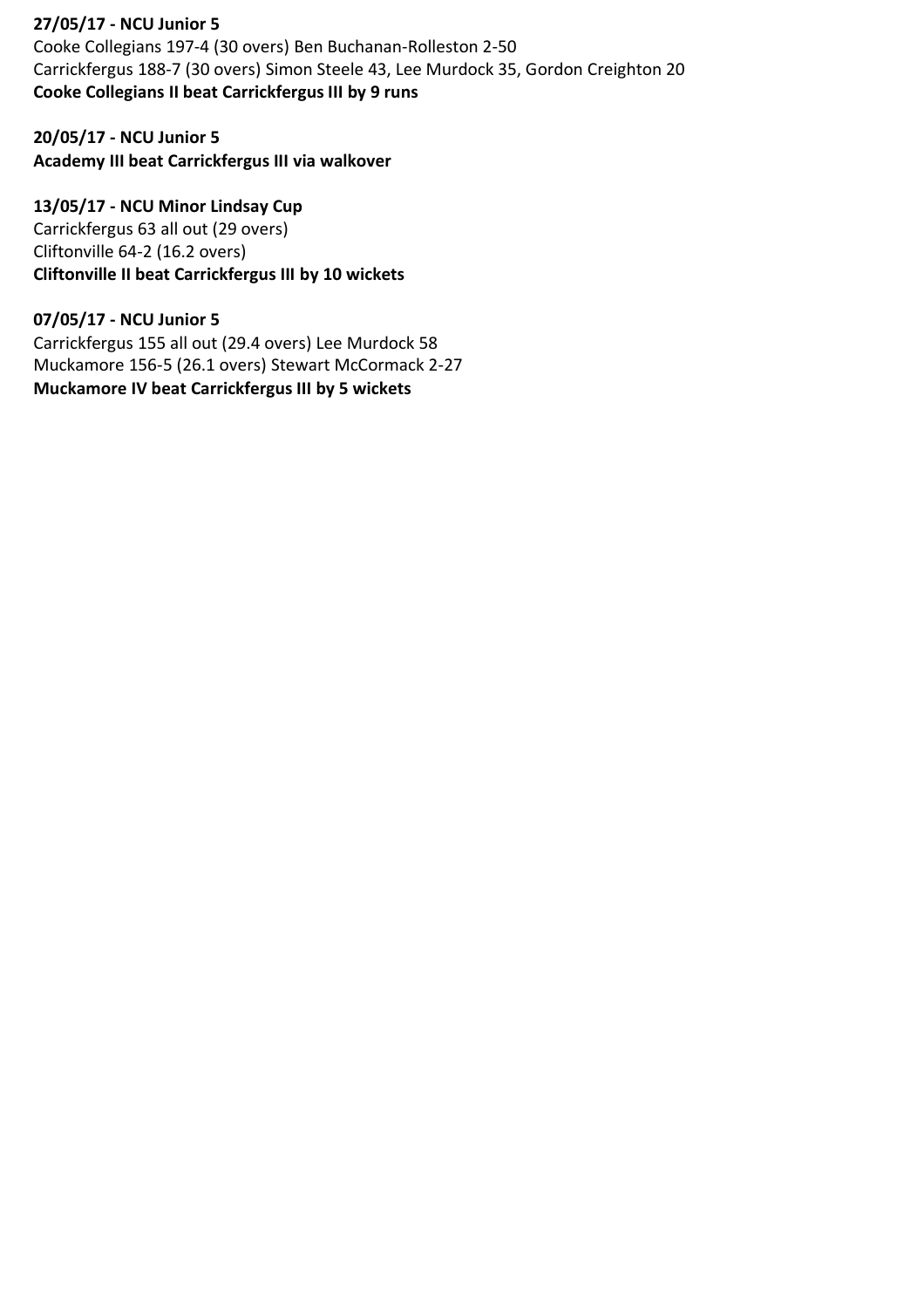**27/05/17 - NCU Junior 5**

Cooke Collegians 197-4 (30 overs) Ben Buchanan-Rolleston 2-50
Carrickfergus 188-7 (30 overs) Simon Steele 43, Lee Murdock 35, Gordon Creighton 20
**Cooke Collegians II beat Carrickfergus III by 9 runs**

**20/05/17 - NCU Junior 5**

**Academy III beat Carrickfergus III via walkover**

**13/05/17 - NCU Minor Lindsay Cup**

Carrickfergus 63 all out (29 overs)
Cliftonville 64-2 (16.2 overs)
**Cliftonville II beat Carrickfergus III by 10 wickets**

**07/05/17 - NCU Junior 5**

Carrickfergus 155 all out (29.4 overs) Lee Murdock 58
Muckamore 156-5 (26.1 overs) Stewart McCormack 2-27
**Muckamore IV beat Carrickfergus III by 5 wickets**